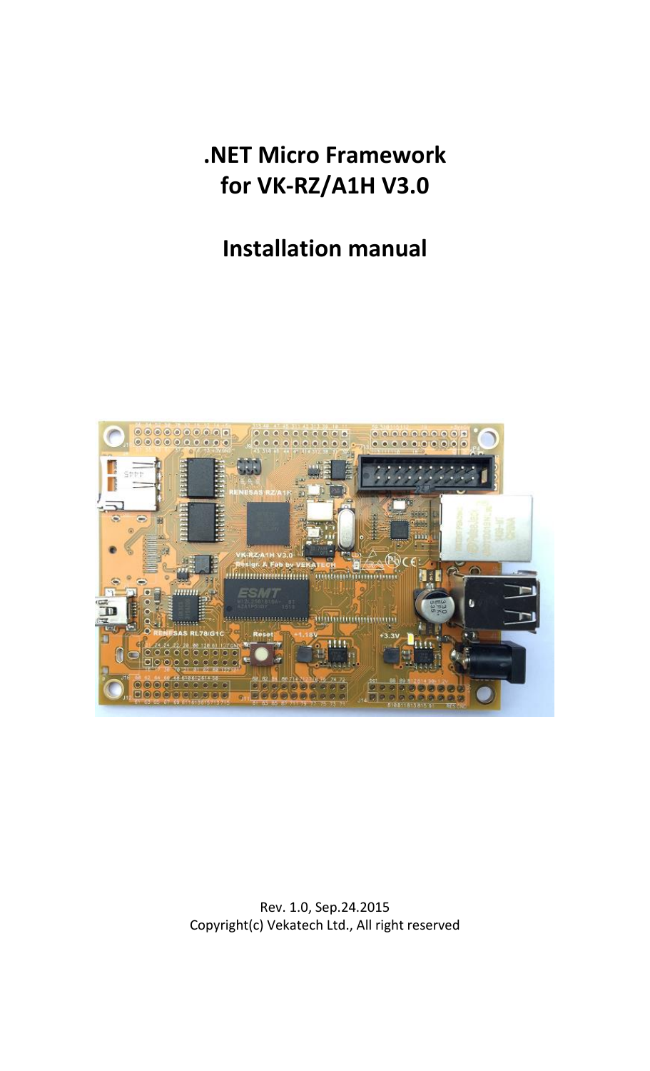# .NET Micro Framework for VK-RZ/A1H V3.0

# Installation manual

Rev. 1.0, Sep.24.2015

Copyright(c) Vekatech Ltd., All right reserved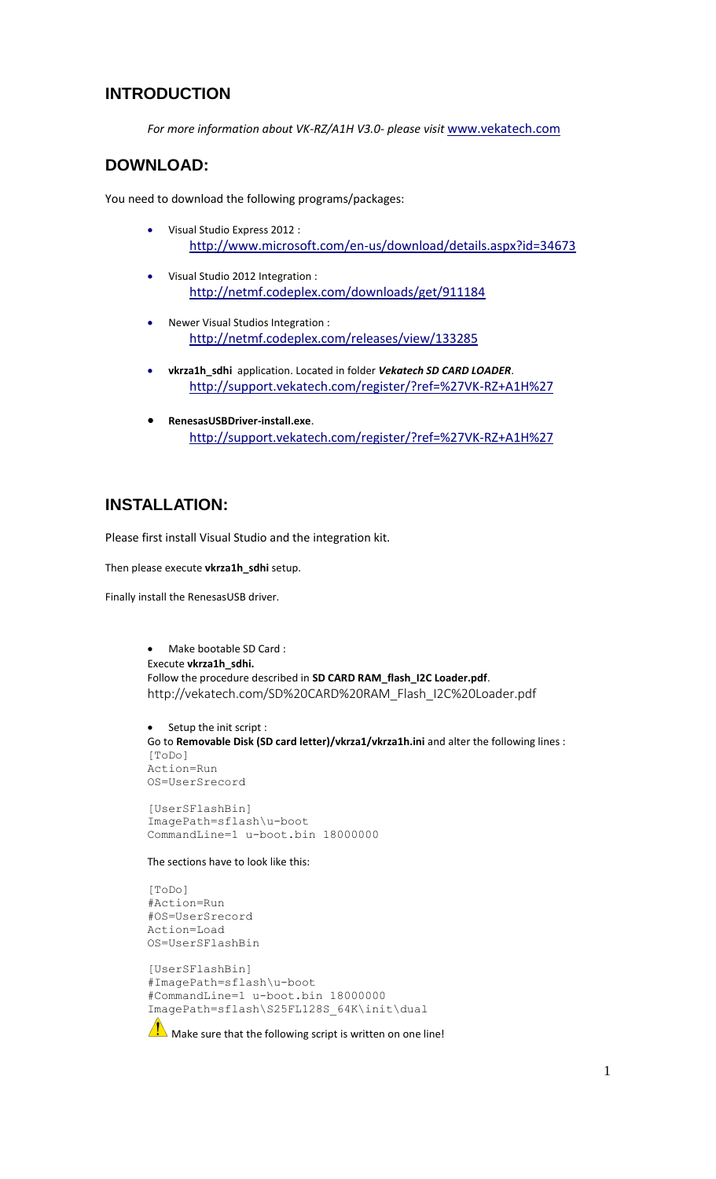## INTRODUCTION

*For more information about VK-RZ/A1H V3.0- please visit* [www.vekatech.com](http://www.vekatech.com)

## DOWNLOAD:

You need to download the following programs/packages:

- Visual Studio Express 2012 :
  http://www.microsoft.com/en-us/download/details.aspx?id=34673
- Visual Studio 2012 Integration :
  http://netmf.codeplex.com/downloads/get/911184
- Newer Visual Studios Integration :
  http://netmf.codeplex.com/releases/view/133285
- **vkrza1h_sdhi** application. Located in folder ***Vekatech SD CARD LOADER***.
  http://support.vekatech.com/register/?ref=%27VK-RZ+A1H%27
- **RenesasUSBDriver-install.exe**.
  http://support.vekatech.com/register/?ref=%27VK-RZ+A1H%27

## INSTALLATION:

Please first install Visual Studio and the integration kit.

Then please execute **vkrza1h_sdhi** setup.

Finally install the RenesasUSB driver.

- Make bootable SD Card :
  Execute **vkrza1h_sdhi.**
  Follow the procedure described in **SD CARD RAM_flash_I2C Loader.pdf**.
  http://vekatech.com/SD%20CARD%20RAM_Flash_I2C%20Loader.pdf

- Setup the init script :
  Go to **Removable Disk (SD card letter)/vkrza1/vkrza1h.ini** and alter the following lines :

```
[ToDo]
Action=Run
OS=UserSrecord

[UserSFlashBin]
ImagePath=sflash\u-boot
CommandLine=1 u-boot.bin 18000000
```

The sections have to look like this:

```
[ToDo]
#Action=Run
#OS=UserSrecord
Action=Load
OS=UserSFlashBin

[UserSFlashBin]
#ImagePath=sflash\u-boot
#CommandLine=1 u-boot.bin 18000000
ImagePath=sflash\S25FL128S_64K\init\dual
```

⚠ Make sure that the following script is written on one line!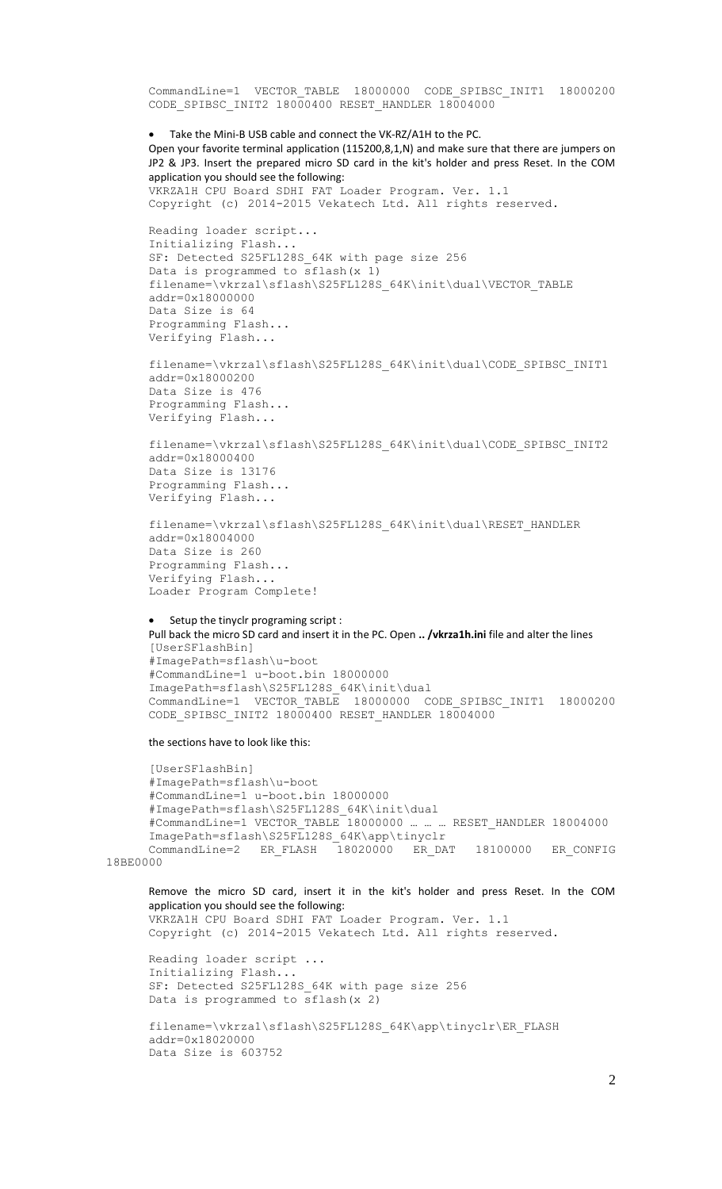```
CommandLine=1  VECTOR_TABLE  18000000  CODE_SPIBSC_INIT1  18000200
CODE_SPIBSC_INIT2 18000400 RESET_HANDLER 18004000
```

- Take the Mini-B USB cable and connect the VK-RZ/A1H to the PC.

Open your favorite terminal application (115200,8,1,N) and make sure that there are jumpers on JP2 & JP3. Insert the prepared micro SD card in the kit's holder and press Reset. In the COM application you should see the following:

```
VKRZA1H CPU Board SDHI FAT Loader Program. Ver. 1.1
Copyright (c) 2014-2015 Vekatech Ltd. All rights reserved.

Reading loader script...
Initializing Flash...
SF: Detected S25FL128S_64K with page size 256
Data is programmed to sflash(x 1)
filename=\vkrza1\sflash\S25FL128S_64K\init\dual\VECTOR_TABLE
addr=0x18000000
Data Size is 64
Programming Flash...
Verifying Flash...

filename=\vkrza1\sflash\S25FL128S_64K\init\dual\CODE_SPIBSC_INIT1
addr=0x18000200
Data Size is 476
Programming Flash...
Verifying Flash...

filename=\vkrza1\sflash\S25FL128S_64K\init\dual\CODE_SPIBSC_INIT2
addr=0x18000400
Data Size is 13176
Programming Flash...
Verifying Flash...

filename=\vkrza1\sflash\S25FL128S_64K\init\dual\RESET_HANDLER
addr=0x18004000
Data Size is 260
Programming Flash...
Verifying Flash...
Loader Program Complete!
```

- Setup the tinyclr programing script :

Pull back the micro SD card and insert it in the PC. Open **.. /vkrza1h.ini** file and alter the lines

```
[UserSFlashBin]
#ImagePath=sflash\u-boot
#CommandLine=1 u-boot.bin 18000000
ImagePath=sflash\S25FL128S_64K\init\dual
CommandLine=1  VECTOR_TABLE  18000000  CODE_SPIBSC_INIT1  18000200
CODE_SPIBSC_INIT2 18000400 RESET_HANDLER 18004000
```

the sections have to look like this:

```
[UserSFlashBin]
#ImagePath=sflash\u-boot
#CommandLine=1 u-boot.bin 18000000
#ImagePath=sflash\S25FL128S_64K\init\dual
#CommandLine=1 VECTOR_TABLE 18000000 … … … RESET_HANDLER 18004000
ImagePath=sflash\S25FL128S_64K\app\tinyclr
CommandLine=2   ER_FLASH   18020000   ER_DAT   18100000   ER_CONFIG
18BE0000
```

Remove the micro SD card, insert it in the kit's holder and press Reset. In the COM application you should see the following:

```
VKRZA1H CPU Board SDHI FAT Loader Program. Ver. 1.1
Copyright (c) 2014-2015 Vekatech Ltd. All rights reserved.

Reading loader script ...
Initializing Flash...
SF: Detected S25FL128S_64K with page size 256
Data is programmed to sflash(x 2)

filename=\vkrza1\sflash\S25FL128S_64K\app\tinyclr\ER_FLASH
addr=0x18020000
Data Size is 603752
```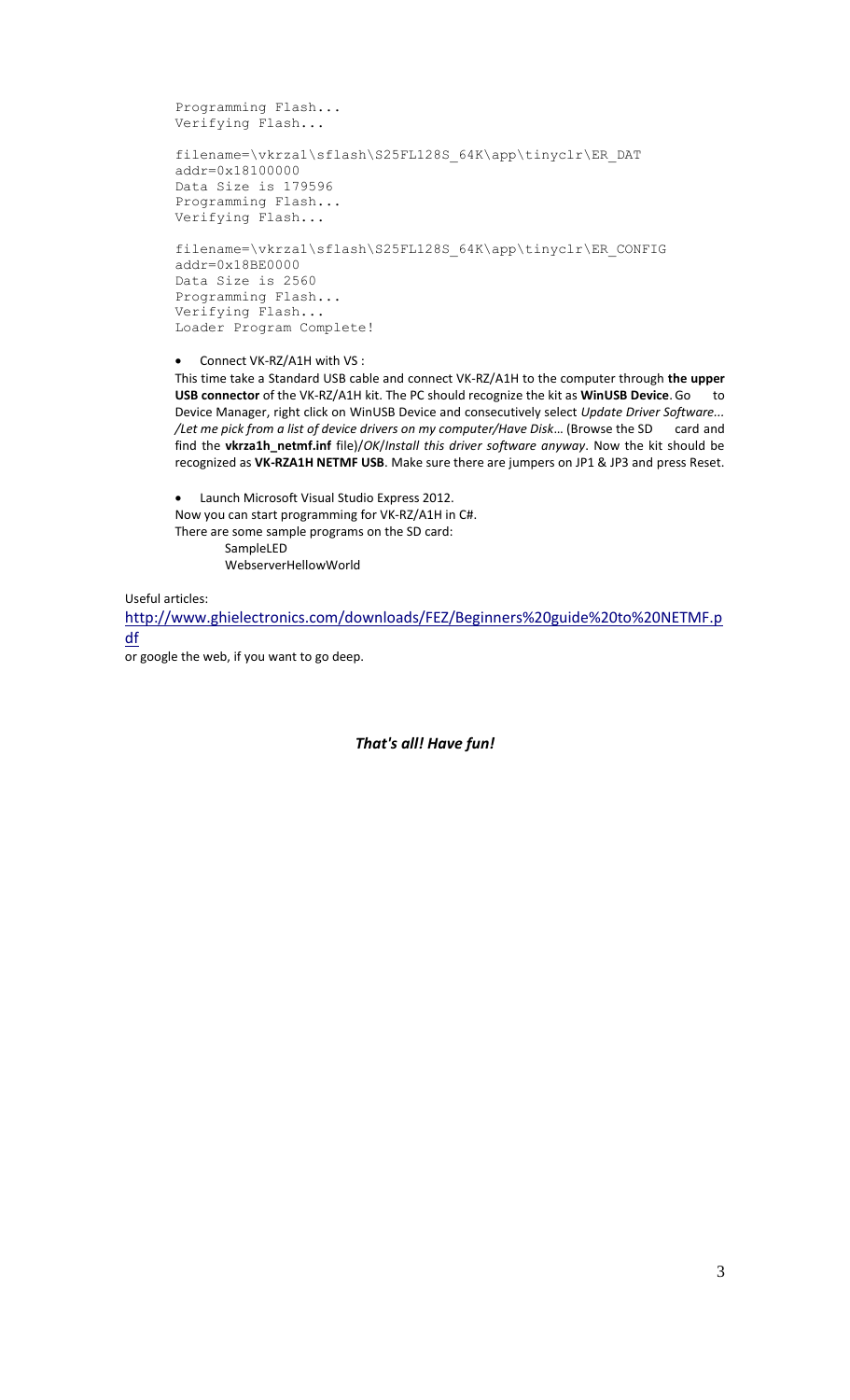```
Programming Flash...
Verifying Flash...

filename=\vkrza1\sflash\S25FL128S_64K\app\tinyclr\ER_DAT
addr=0x18100000
Data Size is 179596
Programming Flash...
Verifying Flash...

filename=\vkrza1\sflash\S25FL128S_64K\app\tinyclr\ER_CONFIG
addr=0x18BE0000
Data Size is 2560
Programming Flash...
Verifying Flash...
Loader Program Complete!
```

- Connect VK-RZ/A1H with VS :

This time take a Standard USB cable and connect VK-RZ/A1H to the computer through **the upper USB connector** of the VK-RZ/A1H kit. The PC should recognize the kit as **WinUSB Device**. Go to Device Manager, right click on WinUSB Device and consecutively select *Update Driver Software... /Let me pick from a list of device drivers on my computer/Have Disk*... (Browse the SD card and find the **vkrza1h_netmf.inf** file)/*OK*/*Install this driver software anyway*. Now the kit should be recognized as **VK-RZA1H NETMF USB**. Make sure there are jumpers on JP1 & JP3 and press Reset.

- Launch Microsoft Visual Studio Express 2012.

Now you can start programming for VK-RZ/A1H in C#.
There are some sample programs on the SD card:

SampleLED
WebserverHellowWorld

Useful articles:

http://www.ghielectronics.com/downloads/FEZ/Beginners%20guide%20to%20NETMF.pdf

or google the web, if you want to go deep.

***That's all! Have fun!***